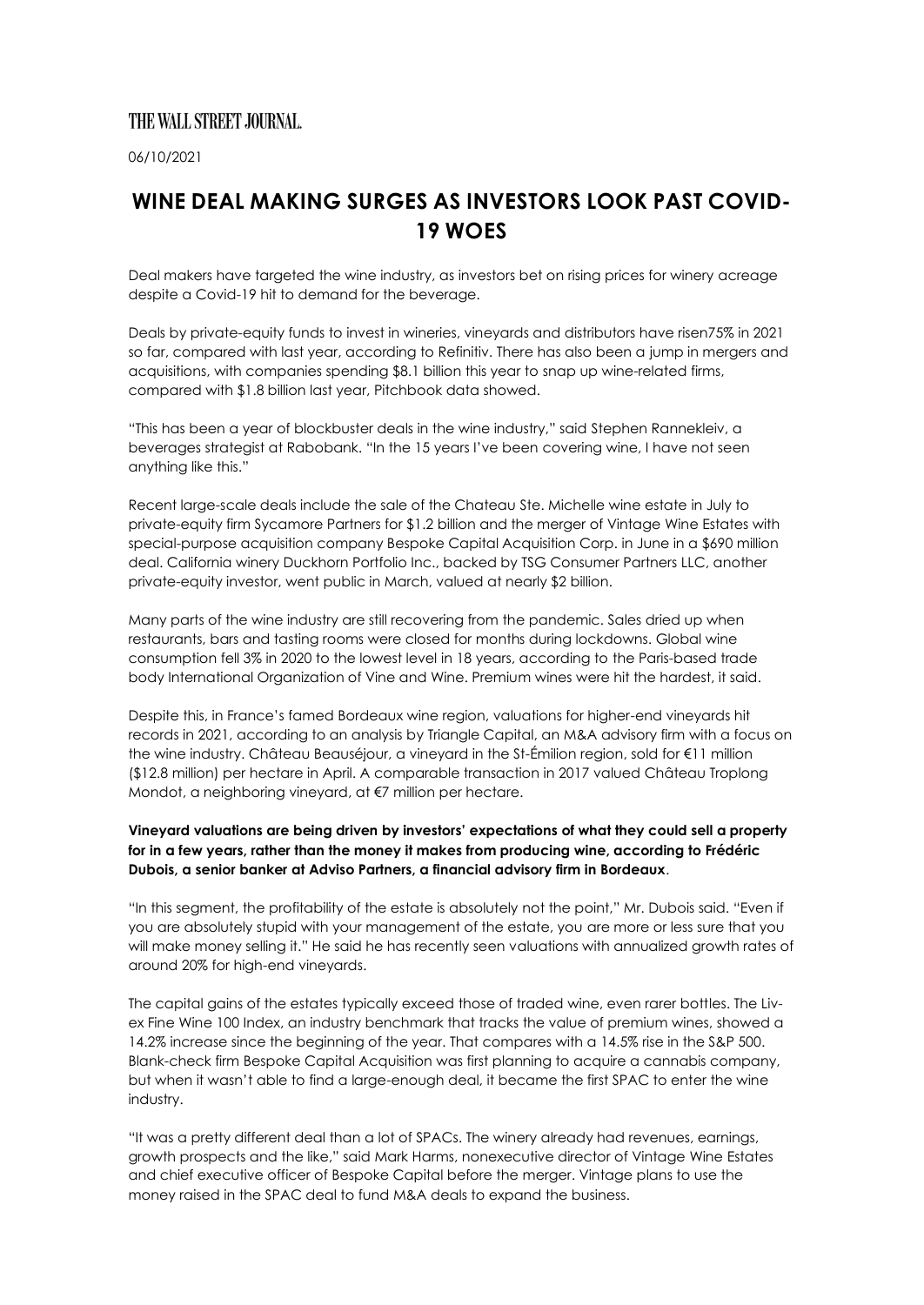THE WALL STREET JOURNAL.

06/10/2021

# WINE DEAL MAKING SURGES AS INVESTORS LOOK PAST COVID-19 WOES

Deal makers have targeted the wine industry, as investors bet on rising prices for winery acreage despite a Covid-19 hit to demand for the beverage.

Deals by private-equity funds to invest in wineries, vineyards and distributors have risen75% in 2021 so far, compared with last year, according to Refinitiv. There has also been a jump in mergers and acquisitions, with companies spending $8.1 billion this year to snap up wine-related firms, compared with $1.8 billion last year, Pitchbook data showed.

"This has been a year of blockbuster deals in the wine industry," said Stephen Rannekleiv, a beverages strategist at Rabobank. "In the 15 years I've been covering wine, I have not seen anything like this."

Recent large-scale deals include the sale of the Chateau Ste. Michelle wine estate in July to private-equity firm Sycamore Partners for $1.2 billion and the merger of Vintage Wine Estates with special-purpose acquisition company Bespoke Capital Acquisition Corp. in June in a $690 million deal. California winery Duckhorn Portfolio Inc., backed by TSG Consumer Partners LLC, another private-equity investor, went public in March, valued at nearly $2 billion.

Many parts of the wine industry are still recovering from the pandemic. Sales dried up when restaurants, bars and tasting rooms were closed for months during lockdowns. Global wine consumption fell 3% in 2020 to the lowest level in 18 years, according to the Paris-based trade body International Organization of Vine and Wine. Premium wines were hit the hardest, it said.

Despite this, in France's famed Bordeaux wine region, valuations for higher-end vineyards hit records in 2021, according to an analysis by Triangle Capital, an M&A advisory firm with a focus on the wine industry. Château Beauséjour, a vineyard in the St-Émilion region, sold for €11 million ($12.8 million) per hectare in April. A comparable transaction in 2017 valued Château Troplong Mondot, a neighboring vineyard, at €7 million per hectare.

**Vineyard valuations are being driven by investors' expectations of what they could sell a property for in a few years, rather than the money it makes from producing wine, according to Frédéric Dubois, a senior banker at Adviso Partners, a financial advisory firm in Bordeaux**.

"In this segment, the profitability of the estate is absolutely not the point," Mr. Dubois said. "Even if you are absolutely stupid with your management of the estate, you are more or less sure that you will make money selling it." He said he has recently seen valuations with annualized growth rates of around 20% for high-end vineyards.

The capital gains of the estates typically exceed those of traded wine, even rarer bottles. The Liv-ex Fine Wine 100 Index, an industry benchmark that tracks the value of premium wines, showed a 14.2% increase since the beginning of the year. That compares with a 14.5% rise in the S&P 500. Blank-check firm Bespoke Capital Acquisition was first planning to acquire a cannabis company, but when it wasn't able to find a large-enough deal, it became the first SPAC to enter the wine industry.

"It was a pretty different deal than a lot of SPACs. The winery already had revenues, earnings, growth prospects and the like," said Mark Harms, nonexecutive director of Vintage Wine Estates and chief executive officer of Bespoke Capital before the merger. Vintage plans to use the money raised in the SPAC deal to fund M&A deals to expand the business.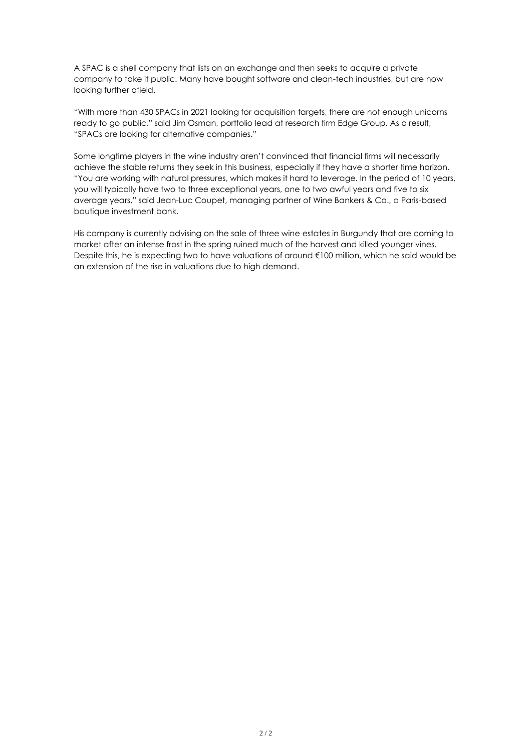A SPAC is a shell company that lists on an exchange and then seeks to acquire a private company to take it public. Many have bought software and clean-tech industries, but are now looking further afield.

"With more than 430 SPACs in 2021 looking for acquisition targets, there are not enough unicorns ready to go public," said Jim Osman, portfolio lead at research firm Edge Group. As a result, "SPACs are looking for alternative companies."

Some longtime players in the wine industry aren't convinced that financial firms will necessarily achieve the stable returns they seek in this business, especially if they have a shorter time horizon. "You are working with natural pressures, which makes it hard to leverage. In the period of 10 years, you will typically have two to three exceptional years, one to two awful years and five to six average years," said Jean-Luc Coupet, managing partner of Wine Bankers & Co., a Paris-based boutique investment bank.

His company is currently advising on the sale of three wine estates in Burgundy that are coming to market after an intense frost in the spring ruined much of the harvest and killed younger vines. Despite this, he is expecting two to have valuations of around €100 million, which he said would be an extension of the rise in valuations due to high demand.